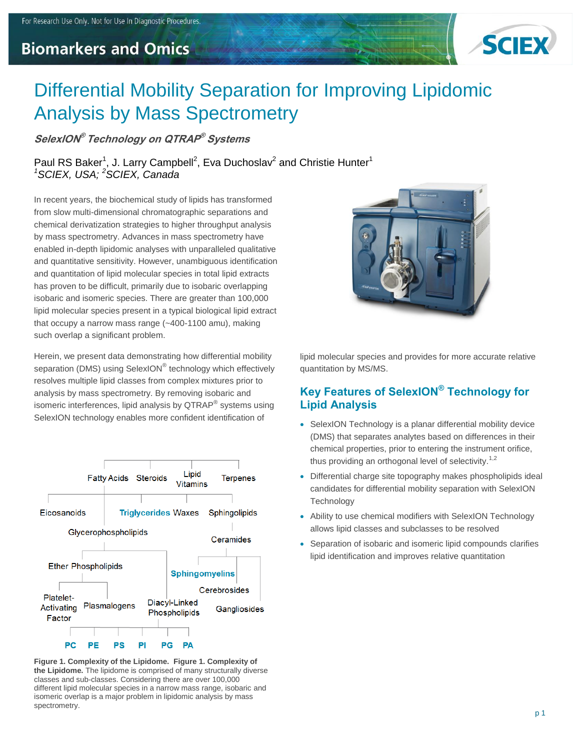For Research Use Only. Not for Use In Diagnostic Procedures.

Biomarkers and Omics

# Differential Mobility Separation for Improving Lipidomic Analysis by Mass Spectrometry

***SelexION® Technology on QTRAP® Systems***

Paul RS Baker[1], J. Larry Campbell[2], Eva Duchoslav[2] and Christie Hunter[1]
[1]*SCIEX, USA;* [2]*SCIEX, Canada*

In recent years, the biochemical study of lipids has transformed from slow multi-dimensional chromatographic separations and chemical derivatization strategies to higher throughput analysis by mass spectrometry. Advances in mass spectrometry have enabled in-depth lipidomic analyses with unparalleled qualitative and quantitative sensitivity. However, unambiguous identification and quantitation of lipid molecular species in total lipid extracts has proven to be difficult, primarily due to isobaric overlapping isobaric and isomeric species. There are greater than 100,000 lipid molecular species present in a typical biological lipid extract that occupy a narrow mass range (~400-1100 amu), making such overlap a significant problem.

Herein, we present data demonstrating how differential mobility separation (DMS) using SelexION® technology which effectively resolves multiple lipid classes from complex mixtures prior to analysis by mass spectrometry. By removing isobaric and isomeric interferences, lipid analysis by QTRAP® systems using SelexION technology enables more confident identification of lipid molecular species and provides for more accurate relative quantitation by MS/MS.

Fatty Acids, Steroids, Lipid Vitamins, Terpenes, Eicosanoids, Triglycerides, Waxes, Sphingolipids, Glycerophospholipids, Ceramides, Ether Phospholipids, Sphingomyelins, Cerebrosides, Platelet-Activating Factor, Plasmalogens, Diacyl-Linked Phospholipids, Gangliosides, PC, PE, PS, PI, PG, PA

**Figure 1. Complexity of the Lipidome. Figure 1. Complexity of the Lipidome.** The lipidome is comprised of many structurally diverse classes and sub-classes. Considering there are over 100,000 different lipid molecular species in a narrow mass range, isobaric and isomeric overlap is a major problem in lipidomic analysis by mass spectrometry.

## Key Features of SelexION® Technology for Lipid Analysis

- SelexION Technology is a planar differential mobility device (DMS) that separates analytes based on differences in their chemical properties, prior to entering the instrument orifice, thus providing an orthogonal level of selectivity.[1,2]
- Differential charge site topography makes phospholipids ideal candidates for differential mobility separation with SelexION Technology
- Ability to use chemical modifiers with SelexION Technology allows lipid classes and subclasses to be resolved
- Separation of isobaric and isomeric lipid compounds clarifies lipid identification and improves relative quantitation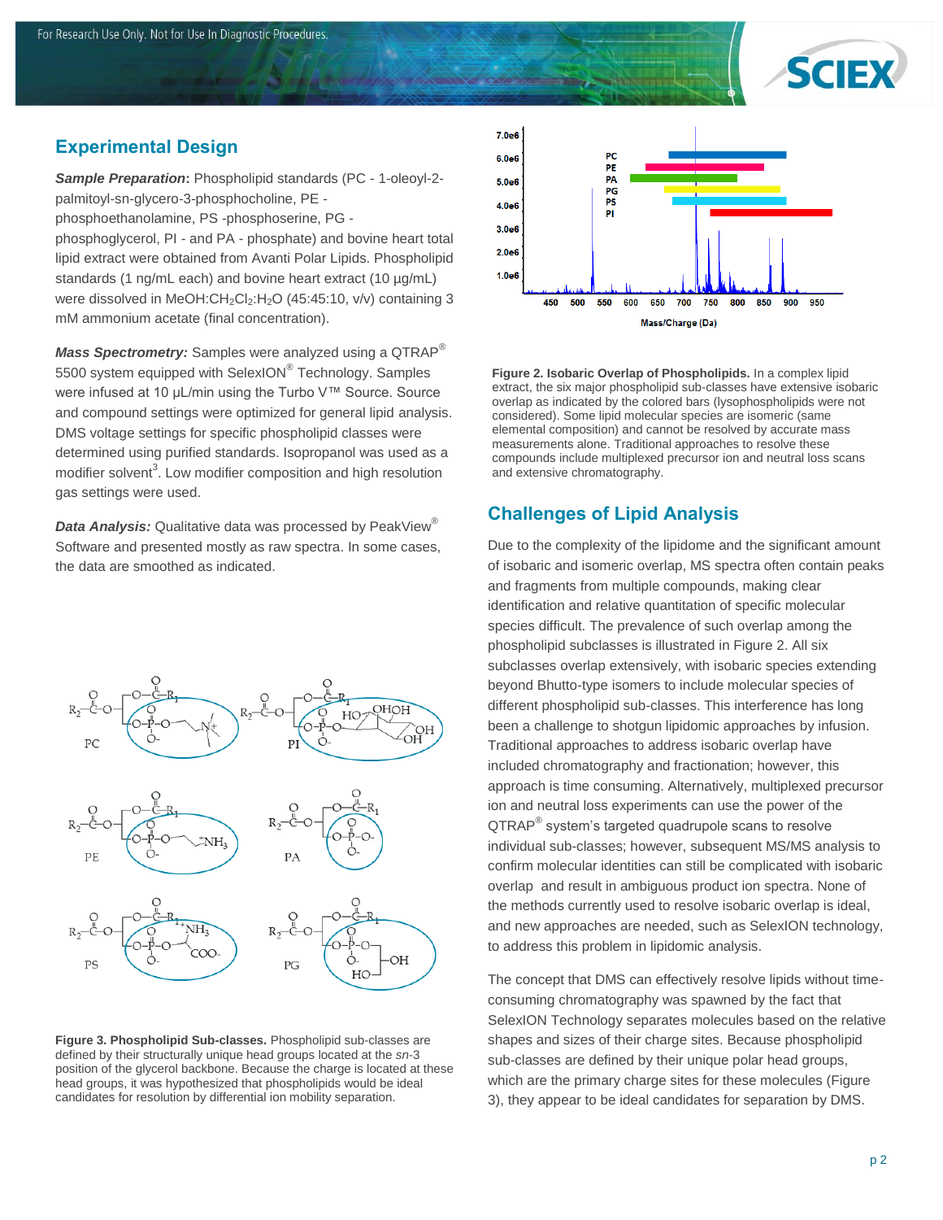## Experimental Design

***Sample Preparation*:** Phospholipid standards (PC - 1-oleoyl-2-palmitoyl-sn-glycero-3-phosphocholine, PE - phosphoethanolamine, PS -phosphoserine, PG - phosphoglycerol, PI - and PA - phosphate) and bovine heart total lipid extract were obtained from Avanti Polar Lipids. Phospholipid standards (1 ng/mL each) and bovine heart extract (10 µg/mL) were dissolved in MeOH:$CH_2Cl_2$:$H_2O$ (45:45:10, v/v) containing 3 mM ammonium acetate (final concentration).

***Mass Spectrometry:*** Samples were analyzed using a QTRAP® 5500 system equipped with SelexION® Technology. Samples were infused at 10 µL/min using the Turbo V™ Source. Source and compound settings were optimized for general lipid analysis. DMS voltage settings for specific phospholipid classes were determined using purified standards. Isopropanol was used as a modifier solvent[3]. Low modifier composition and high resolution gas settings were used.

***Data Analysis:*** Qualitative data was processed by PeakView® Software and presented mostly as raw spectra. In some cases, the data are smoothed as indicated.

**Figure 3. Phospholipid Sub-classes.** Phospholipid sub-classes are defined by their structurally unique head groups located at the *sn*-3 position of the glycerol backbone. Because the charge is located at these head groups, it was hypothesized that phospholipids would be ideal candidates for resolution by differential ion mobility separation.

**Figure 2. Isobaric Overlap of Phospholipids.** In a complex lipid extract, the six major phospholipid sub-classes have extensive isobaric overlap as indicated by the colored bars (lysophospholipids were not considered). Some lipid molecular species are isomeric (same elemental composition) and cannot be resolved by accurate mass measurements alone. Traditional approaches to resolve these compounds include multiplexed precursor ion and neutral loss scans and extensive chromatography.

## Challenges of Lipid Analysis

Due to the complexity of the lipidome and the significant amount of isobaric and isomeric overlap, MS spectra often contain peaks and fragments from multiple compounds, making clear identification and relative quantitation of specific molecular species difficult. The prevalence of such overlap among the phospholipid subclasses is illustrated in Figure 2. All six subclasses overlap extensively, with isobaric species extending beyond Bhutto-type isomers to include molecular species of different phospholipid sub-classes. This interference has long been a challenge to shotgun lipidomic approaches by infusion. Traditional approaches to address isobaric overlap have included chromatography and fractionation; however, this approach is time consuming. Alternatively, multiplexed precursor ion and neutral loss experiments can use the power of the QTRAP® system's targeted quadrupole scans to resolve individual sub-classes; however, subsequent MS/MS analysis to confirm molecular identities can still be complicated with isobaric overlap and result in ambiguous product ion spectra. None of the methods currently used to resolve isobaric overlap is ideal, and new approaches are needed, such as SelexION technology, to address this problem in lipidomic analysis.

The concept that DMS can effectively resolve lipids without time-consuming chromatography was spawned by the fact that SelexION Technology separates molecules based on the relative shapes and sizes of their charge sites. Because phospholipid sub-classes are defined by their unique polar head groups, which are the primary charge sites for these molecules (Figure 3), they appear to be ideal candidates for separation by DMS.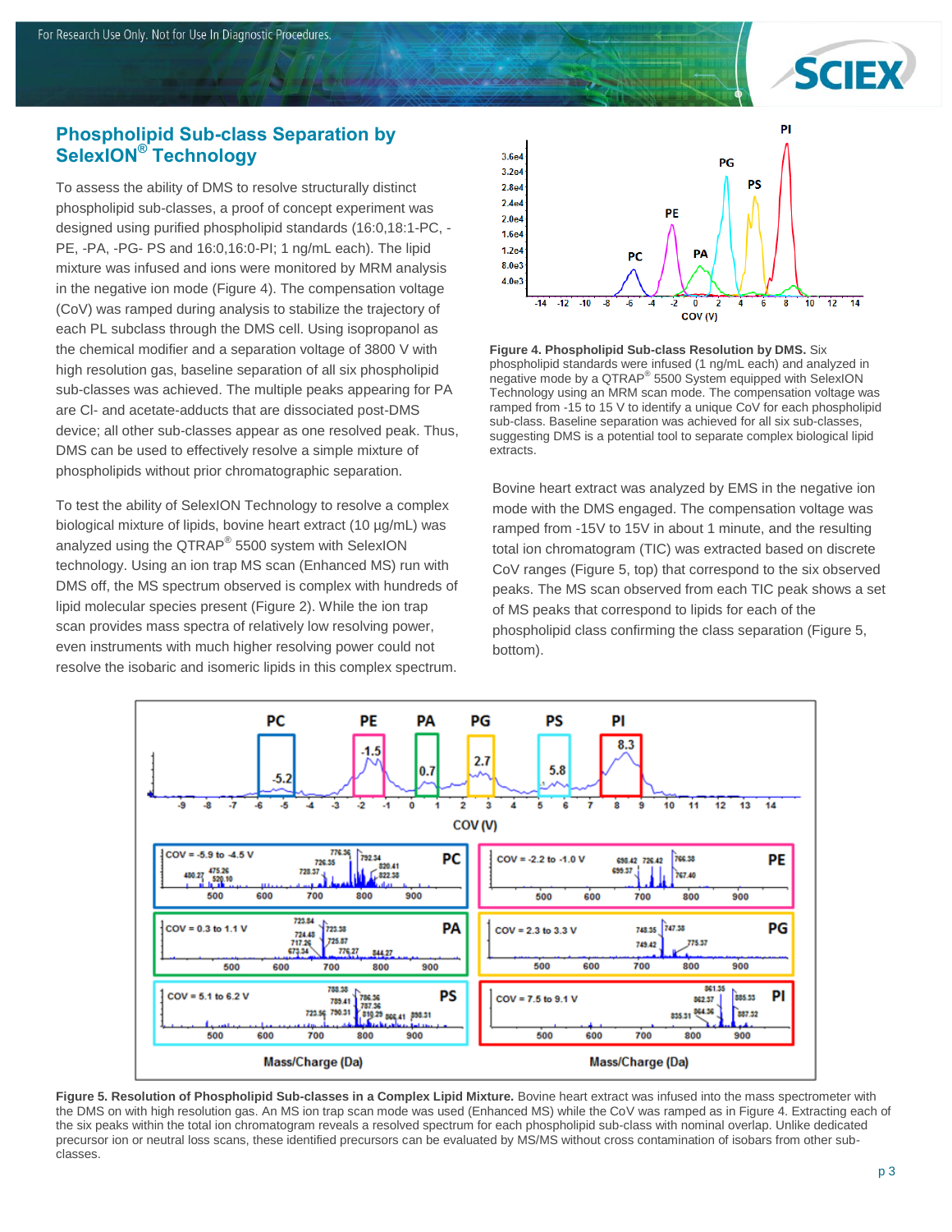## Phospholipid Sub-class Separation by SelexION® Technology

To assess the ability of DMS to resolve structurally distinct phospholipid sub-classes, a proof of concept experiment was designed using purified phospholipid standards (16:0,18:1-PC, -PE, -PA, -PG- PS and 16:0,16:0-PI; 1 ng/mL each). The lipid mixture was infused and ions were monitored by MRM analysis in the negative ion mode (Figure 4). The compensation voltage (CoV) was ramped during analysis to stabilize the trajectory of each PL subclass through the DMS cell. Using isopropanol as the chemical modifier and a separation voltage of 3800 V with high resolution gas, baseline separation of all six phospholipid sub-classes was achieved. The multiple peaks appearing for PA are Cl- and acetate-adducts that are dissociated post-DMS device; all other sub-classes appear as one resolved peak. Thus, DMS can be used to effectively resolve a simple mixture of phospholipids without prior chromatographic separation.

To test the ability of SelexION Technology to resolve a complex biological mixture of lipids, bovine heart extract (10 µg/mL) was analyzed using the QTRAP® 5500 system with SelexION technology. Using an ion trap MS scan (Enhanced MS) run with DMS off, the MS spectrum observed is complex with hundreds of lipid molecular species present (Figure 2). While the ion trap scan provides mass spectra of relatively low resolving power, even instruments with much higher resolving power could not resolve the isobaric and isomeric lipids in this complex spectrum.

**Figure 4. Phospholipid Sub-class Resolution by DMS.** Six phospholipid standards were infused (1 ng/mL each) and analyzed in negative mode by a QTRAP® 5500 System equipped with SelexION Technology using an MRM scan mode. The compensation voltage was ramped from -15 to 15 V to identify a unique CoV for each phospholipid sub-class. Baseline separation was achieved for all six sub-classes, suggesting DMS is a potential tool to separate complex biological lipid extracts.

Bovine heart extract was analyzed by EMS in the negative ion mode with the DMS engaged. The compensation voltage was ramped from -15V to 15V in about 1 minute, and the resulting total ion chromatogram (TIC) was extracted based on discrete CoV ranges (Figure 5, top) that correspond to the six observed peaks. The MS scan observed from each TIC peak shows a set of MS peaks that correspond to lipids for each of the phospholipid class confirming the class separation (Figure 5, bottom).

**Figure 5. Resolution of Phospholipid Sub-classes in a Complex Lipid Mixture.** Bovine heart extract was infused into the mass spectrometer with the DMS on with high resolution gas. An MS ion trap scan mode was used (Enhanced MS) while the CoV was ramped as in Figure 4. Extracting each of the six peaks within the total ion chromatogram reveals a resolved spectrum for each phospholipid sub-class with nominal overlap. Unlike dedicated precursor ion or neutral loss scans, these identified precursors can be evaluated by MS/MS without cross contamination of isobars from other sub-classes.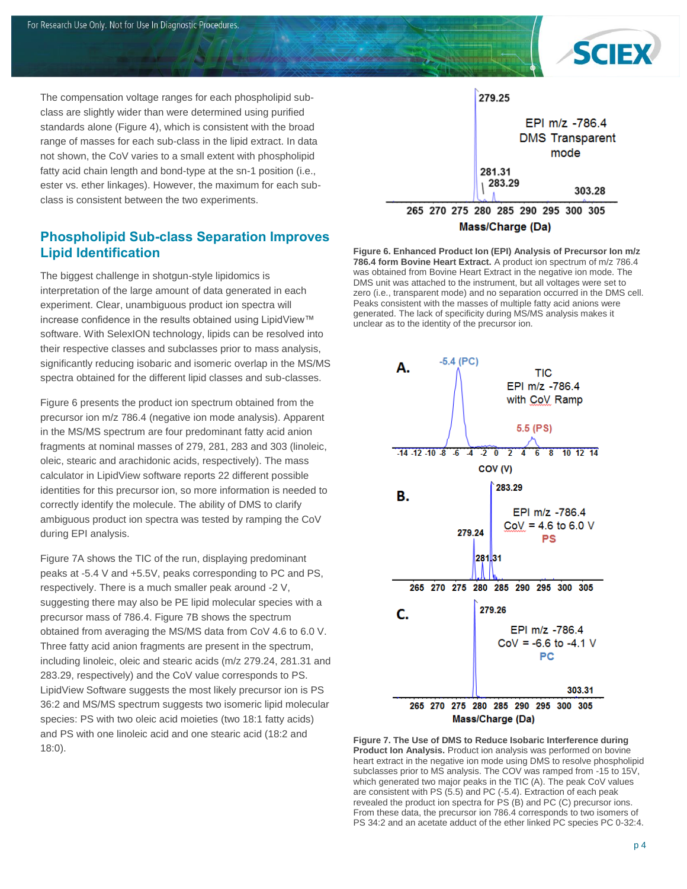The compensation voltage ranges for each phospholipid sub-class are slightly wider than were determined using purified standards alone (Figure 4), which is consistent with the broad range of masses for each sub-class in the lipid extract. In data not shown, the CoV varies to a small extent with phospholipid fatty acid chain length and bond-type at the sn-1 position (i.e., ester vs. ether linkages). However, the maximum for each sub-class is consistent between the two experiments.

## Phospholipid Sub-class Separation Improves Lipid Identification

The biggest challenge in shotgun-style lipidomics is interpretation of the large amount of data generated in each experiment. Clear, unambiguous product ion spectra will increase confidence in the results obtained using LipidView™ software. With SelexION technology, lipids can be resolved into their respective classes and subclasses prior to mass analysis, significantly reducing isobaric and isomeric overlap in the MS/MS spectra obtained for the different lipid classes and sub-classes.

Figure 6 presents the product ion spectrum obtained from the precursor ion m/z 786.4 (negative ion mode analysis). Apparent in the MS/MS spectrum are four predominant fatty acid anion fragments at nominal masses of 279, 281, 283 and 303 (linoleic, oleic, stearic and arachidonic acids, respectively). The mass calculator in LipidView software reports 22 different possible identities for this precursor ion, so more information is needed to correctly identify the molecule. The ability of DMS to clarify ambiguous product ion spectra was tested by ramping the CoV during EPI analysis.

Figure 7A shows the TIC of the run, displaying predominant peaks at -5.4 V and +5.5V, peaks corresponding to PC and PS, respectively. There is a much smaller peak around -2 V, suggesting there may also be PE lipid molecular species with a precursor mass of 786.4. Figure 7B shows the spectrum obtained from averaging the MS/MS data from CoV 4.6 to 6.0 V. Three fatty acid anion fragments are present in the spectrum, including linoleic, oleic and stearic acids (m/z 279.24, 281.31 and 283.29, respectively) and the CoV value corresponds to PS. LipidView Software suggests the most likely precursor ion is PS 36:2 and MS/MS spectrum suggests two isomeric lipid molecular species: PS with two oleic acid moieties (two 18:1 fatty acids) and PS with one linoleic acid and one stearic acid (18:2 and 18:0).

**Figure 6. Enhanced Product Ion (EPI) Analysis of Precursor Ion m/z 786.4 form Bovine Heart Extract.** A product ion spectrum of m/z 786.4 was obtained from Bovine Heart Extract in the negative ion mode. The DMS unit was attached to the instrument, but all voltages were set to zero (i.e., transparent mode) and no separation occurred in the DMS cell. Peaks consistent with the masses of multiple fatty acid anions were generated. The lack of specificity during MS/MS analysis makes it unclear as to the identity of the precursor ion.

**Figure 7. The Use of DMS to Reduce Isobaric Interference during Product Ion Analysis.** Product ion analysis was performed on bovine heart extract in the negative ion mode using DMS to resolve phospholipid subclasses prior to MS analysis. The COV was ramped from -15 to 15V, which generated two major peaks in the TIC (A). The peak CoV values are consistent with PS (5.5) and PC (-5.4). Extraction of each peak revealed the product ion spectra for PS (B) and PC (C) precursor ions. From these data, the precursor ion 786.4 corresponds to two isomers of PS 34:2 and an acetate adduct of the ether linked PC species PC 0-32:4.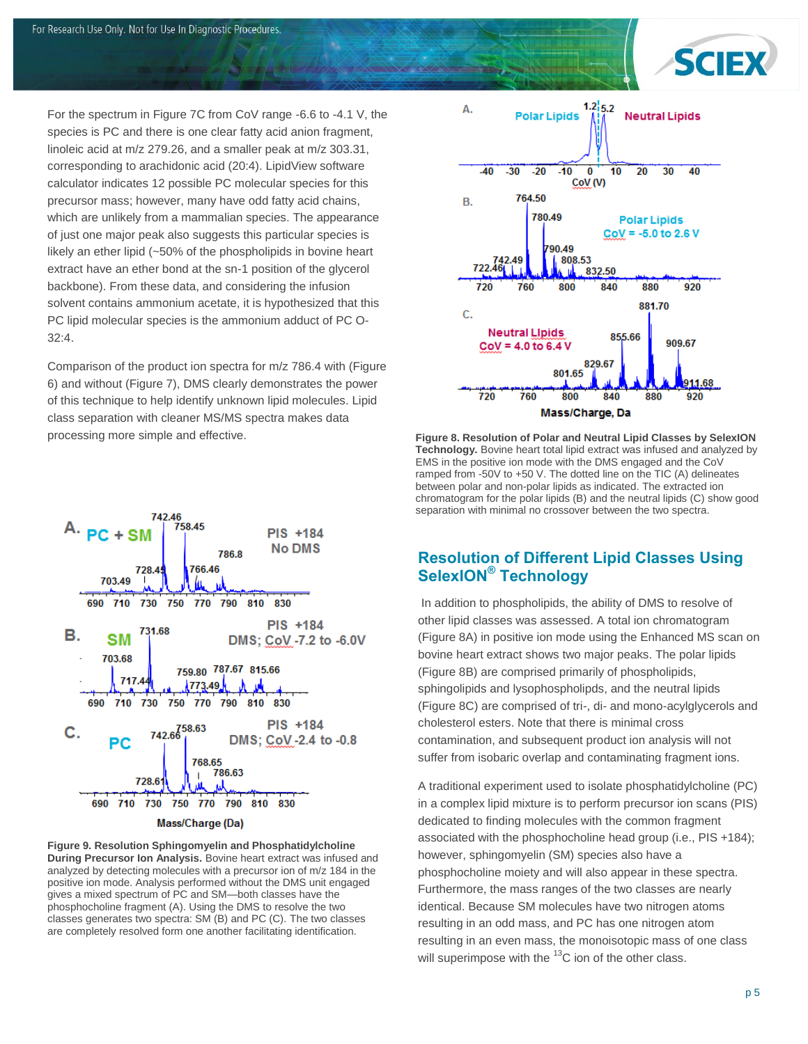For the spectrum in Figure 7C from CoV range -6.6 to -4.1 V, the species is PC and there is one clear fatty acid anion fragment, linoleic acid at m/z 279.26, and a smaller peak at m/z 303.31, corresponding to arachidonic acid (20:4). LipidView software calculator indicates 12 possible PC molecular species for this precursor mass; however, many have odd fatty acid chains, which are unlikely from a mammalian species. The appearance of just one major peak also suggests this particular species is likely an ether lipid (~50% of the phospholipids in bovine heart extract have an ether bond at the sn-1 position of the glycerol backbone). From these data, and considering the infusion solvent contains ammonium acetate, it is hypothesized that this PC lipid molecular species is the ammonium adduct of PC O-32:4.

Comparison of the product ion spectra for m/z 786.4 with (Figure 6) and without (Figure 7), DMS clearly demonstrates the power of this technique to help identify unknown lipid molecules. Lipid class separation with cleaner MS/MS spectra makes data processing more simple and effective.

**Figure 9. Resolution Sphingomyelin and Phosphatidylcholine During Precursor Ion Analysis.** Bovine heart extract was infused and analyzed by detecting molecules with a precursor ion of m/z 184 in the positive ion mode. Analysis performed without the DMS unit engaged gives a mixed spectrum of PC and SM—both classes have the phosphocholine fragment (A). Using the DMS to resolve the two classes generates two spectra: SM (B) and PC (C). The two classes are completely resolved form one another facilitating identification.

**Figure 8. Resolution of Polar and Neutral Lipid Classes by SelexION Technology.** Bovine heart total lipid extract was infused and analyzed by EMS in the positive ion mode with the DMS engaged and the CoV ramped from -50V to +50 V. The dotted line on the TIC (A) delineates between polar and non-polar lipids as indicated. The extracted ion chromatogram for the polar lipids (B) and the neutral lipids (C) show good separation with minimal no crossover between the two spectra.

## Resolution of Different Lipid Classes Using SelexION® Technology

In addition to phospholipids, the ability of DMS to resolve of other lipid classes was assessed. A total ion chromatogram (Figure 8A) in positive ion mode using the Enhanced MS scan on bovine heart extract shows two major peaks. The polar lipids (Figure 8B) are comprised primarily of phospholipids, sphingolipids and lysophospholipds, and the neutral lipids (Figure 8C) are comprised of tri-, di- and mono-acylglycerols and cholesterol esters. Note that there is minimal cross contamination, and subsequent product ion analysis will not suffer from isobaric overlap and contaminating fragment ions.

A traditional experiment used to isolate phosphatidylcholine (PC) in a complex lipid mixture is to perform precursor ion scans (PIS) dedicated to finding molecules with the common fragment associated with the phosphocholine head group (i.e., PIS +184); however, sphingomyelin (SM) species also have a phosphocholine moiety and will also appear in these spectra. Furthermore, the mass ranges of the two classes are nearly identical. Because SM molecules have two nitrogen atoms resulting in an odd mass, and PC has one nitrogen atom resulting in an even mass, the monoisotopic mass of one class will superimpose with the $^{13}C$ ion of the other class.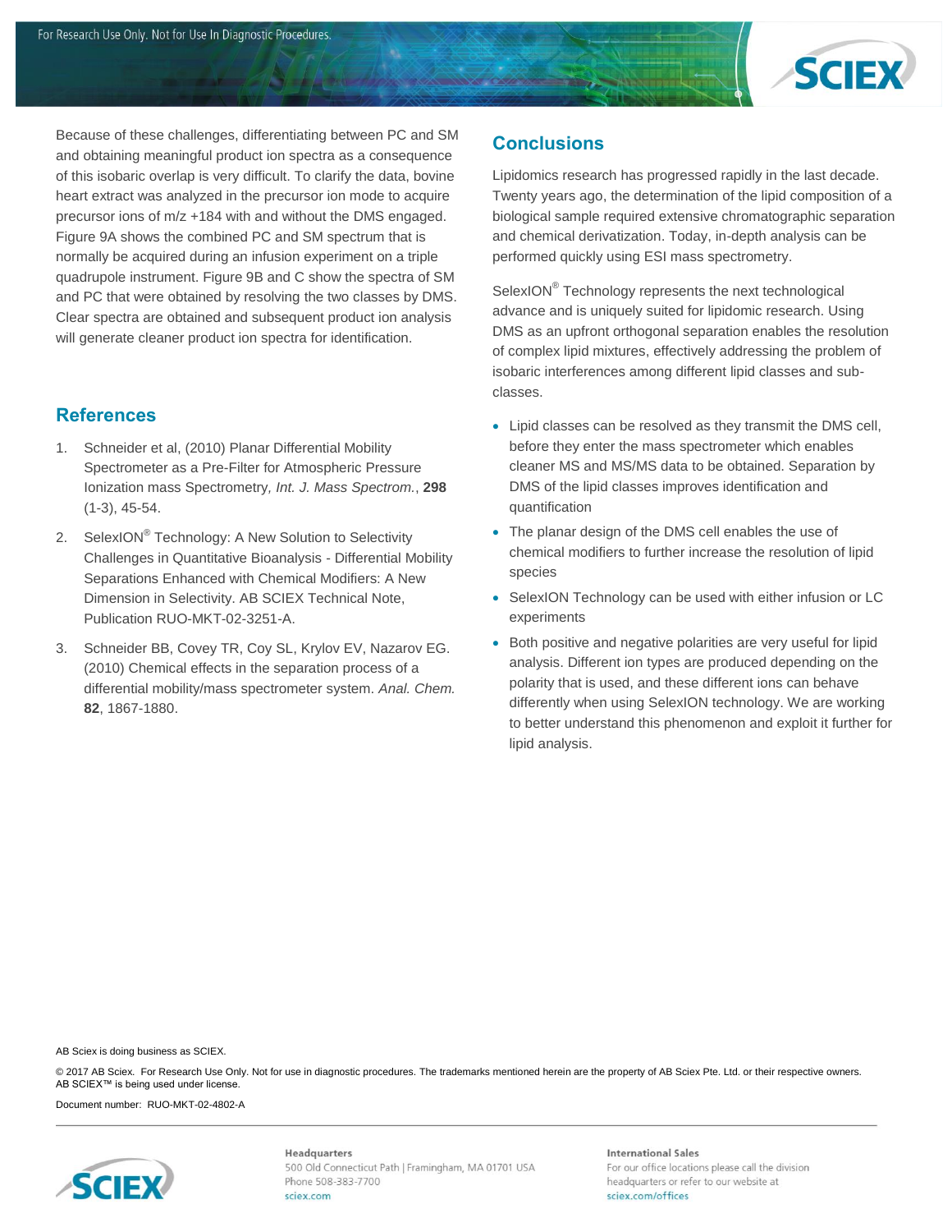Because of these challenges, differentiating between PC and SM and obtaining meaningful product ion spectra as a consequence of this isobaric overlap is very difficult. To clarify the data, bovine heart extract was analyzed in the precursor ion mode to acquire precursor ions of m/z +184 with and without the DMS engaged. Figure 9A shows the combined PC and SM spectrum that is normally be acquired during an infusion experiment on a triple quadrupole instrument. Figure 9B and C show the spectra of SM and PC that were obtained by resolving the two classes by DMS. Clear spectra are obtained and subsequent product ion analysis will generate cleaner product ion spectra for identification.

## References

1. Schneider et al, (2010) Planar Differential Mobility Spectrometer as a Pre-Filter for Atmospheric Pressure Ionization mass Spectrometry, *Int. J. Mass Spectrom.*, **298** (1-3), 45-54.
2. SelexION® Technology: A New Solution to Selectivity Challenges in Quantitative Bioanalysis - Differential Mobility Separations Enhanced with Chemical Modifiers: A New Dimension in Selectivity. AB SCIEX Technical Note, Publication RUO-MKT-02-3251-A.
3. Schneider BB, Covey TR, Coy SL, Krylov EV, Nazarov EG. (2010) Chemical effects in the separation process of a differential mobility/mass spectrometer system. *Anal. Chem.* **82**, 1867-1880.

## Conclusions

Lipidomics research has progressed rapidly in the last decade. Twenty years ago, the determination of the lipid composition of a biological sample required extensive chromatographic separation and chemical derivatization. Today, in-depth analysis can be performed quickly using ESI mass spectrometry.

SelexION® Technology represents the next technological advance and is uniquely suited for lipidomic research. Using DMS as an upfront orthogonal separation enables the resolution of complex lipid mixtures, effectively addressing the problem of isobaric interferences among different lipid classes and sub-classes.

- Lipid classes can be resolved as they transmit the DMS cell, before they enter the mass spectrometer which enables cleaner MS and MS/MS data to be obtained. Separation by DMS of the lipid classes improves identification and quantification
- The planar design of the DMS cell enables the use of chemical modifiers to further increase the resolution of lipid species
- SelexION Technology can be used with either infusion or LC experiments
- Both positive and negative polarities are very useful for lipid analysis. Different ion types are produced depending on the polarity that is used, and these different ions can behave differently when using SelexION technology. We are working to better understand this phenomenon and exploit it further for lipid analysis.

AB Sciex is doing business as SCIEX.

© 2017 AB Sciex. For Research Use Only. Not for use in diagnostic procedures. The trademarks mentioned herein are the property of AB Sciex Pte. Ltd. or their respective owners. AB SCIEX™ is being used under license.

Document number: RUO-MKT-02-4802-A

**Headquarters**
500 Old Connecticut Path | Framingham, MA 01701 USA
Phone 508-383-7700
sciex.com

**International Sales**
For our office locations please call the division headquarters or refer to our website at
sciex.com/offices